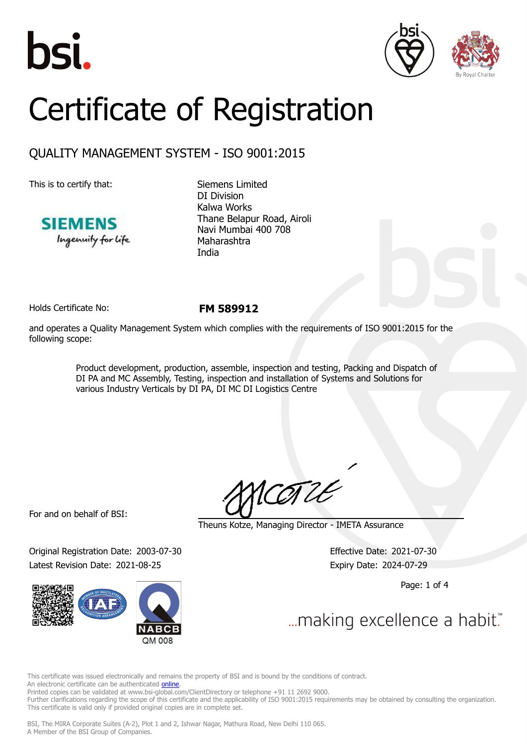# Certificate of Registration

## QUALITY MANAGEMENT SYSTEM - ISO 9001:2015

This is to certify that:

Siemens Limited
DI Division
Kalwa Works
Thane Belapur Road, Airoli
Navi Mumbai 400 708
Maharashtra
India

Holds Certificate No: **FM 589912**

and operates a Quality Management System which complies with the requirements of ISO 9001:2015 for the following scope:

> Product development, production, assemble, inspection and testing, Packing and Dispatch of DI PA and MC Assembly, Testing, inspection and installation of Systems and Solutions for various Industry Verticals by DI PA, DI MC DI Logistics Centre

For and on behalf of BSI:

Theuns Kotze, Managing Director - IMETA Assurance

Original Registration Date: 2003-07-30
Latest Revision Date: 2021-08-25

Effective Date: 2021-07-30
Expiry Date: 2024-07-29

NABCB QM 008

...making excellence a habit.™

This certificate was issued electronically and remains the property of BSI and is bound by the conditions of contract.
An electronic certificate can be authenticated online.
Printed copies can be validated at www.bsi-global.com/ClientDirectory or telephone +91 11 2692 9000.
Further clarifications regarding the scope of this certificate and the applicability of ISO 9001:2015 requirements may be obtained by consulting the organization.
This certificate is valid only if provided original copies are in complete set.

BSI, The MIRA Corporate Suites (A-2), Plot 1 and 2, Ishwar Nagar, Mathura Road, New Delhi 110 065.
A Member of the BSI Group of Companies.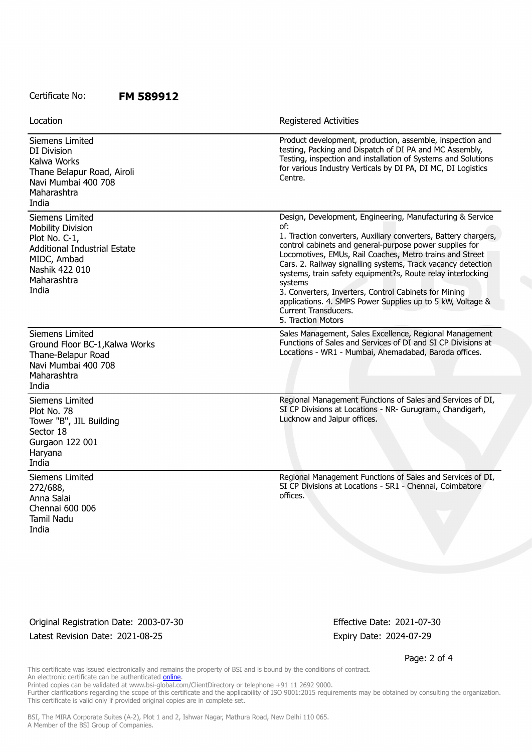Certificate No: **FM 589912**

| Location | Registered Activities |
|---|---|
| Siemens Limited<br>DI Division<br>Kalwa Works<br>Thane Belapur Road, Airoli<br>Navi Mumbai 400 708<br>Maharashtra<br>India | Product development, production, assemble, inspection and testing, Packing and Dispatch of DI PA and MC Assembly, Testing, inspection and installation of Systems and Solutions for various Industry Verticals by DI PA, DI MC, DI Logistics Centre. |
| Siemens Limited<br>Mobility Division<br>Plot No. C-1,<br>Additional Industrial Estate<br>MIDC, Ambad<br>Nashik 422 010<br>Maharashtra<br>India | Design, Development, Engineering, Manufacturing & Service of:<br>1. Traction converters, Auxiliary converters, Battery chargers, control cabinets and general-purpose power supplies for Locomotives, EMUs, Rail Coaches, Metro trains and Street Cars. 2. Railway signalling systems, Track vacancy detection systems, train safety equipment?s, Route relay interlocking systems<br>3. Converters, Inverters, Control Cabinets for Mining applications. 4. SMPS Power Supplies up to 5 kW, Voltage & Current Transducers.<br>5. Traction Motors |
| Siemens Limited<br>Ground Floor BC-1,Kalwa Works<br>Thane-Belapur Road<br>Navi Mumbai 400 708<br>Maharashtra<br>India | Sales Management, Sales Excellence, Regional Management Functions of Sales and Services of DI and SI CP Divisions at Locations - WR1 - Mumbai, Ahemadabad, Baroda offices. |
| Siemens Limited<br>Plot No. 78<br>Tower "B", JIL Building<br>Sector 18<br>Gurgaon 122 001<br>Haryana<br>India | Regional Management Functions of Sales and Services of DI, SI CP Divisions at Locations - NR- Gurugram., Chandigarh, Lucknow and Jaipur offices. |
| Siemens Limited<br>272/688,<br>Anna Salai<br>Chennai 600 006<br>Tamil Nadu<br>India | Regional Management Functions of Sales and Services of DI, SI CP Divisions at Locations - SR1 - Chennai, Coimbatore offices. |

Original Registration Date: 2003-07-30

Latest Revision Date: 2021-08-25

Effective Date: 2021-07-30

Expiry Date: 2024-07-29

This certificate was issued electronically and remains the property of BSI and is bound by the conditions of contract.
An electronic certificate can be authenticated online.
Printed copies can be validated at www.bsi-global.com/ClientDirectory or telephone +91 11 2692 9000.
Further clarifications regarding the scope of this certificate and the applicability of ISO 9001:2015 requirements may be obtained by consulting the organization.
This certificate is valid only if provided original copies are in complete set.

BSI, The MIRA Corporate Suites (A-2), Plot 1 and 2, Ishwar Nagar, Mathura Road, New Delhi 110 065.
A Member of the BSI Group of Companies.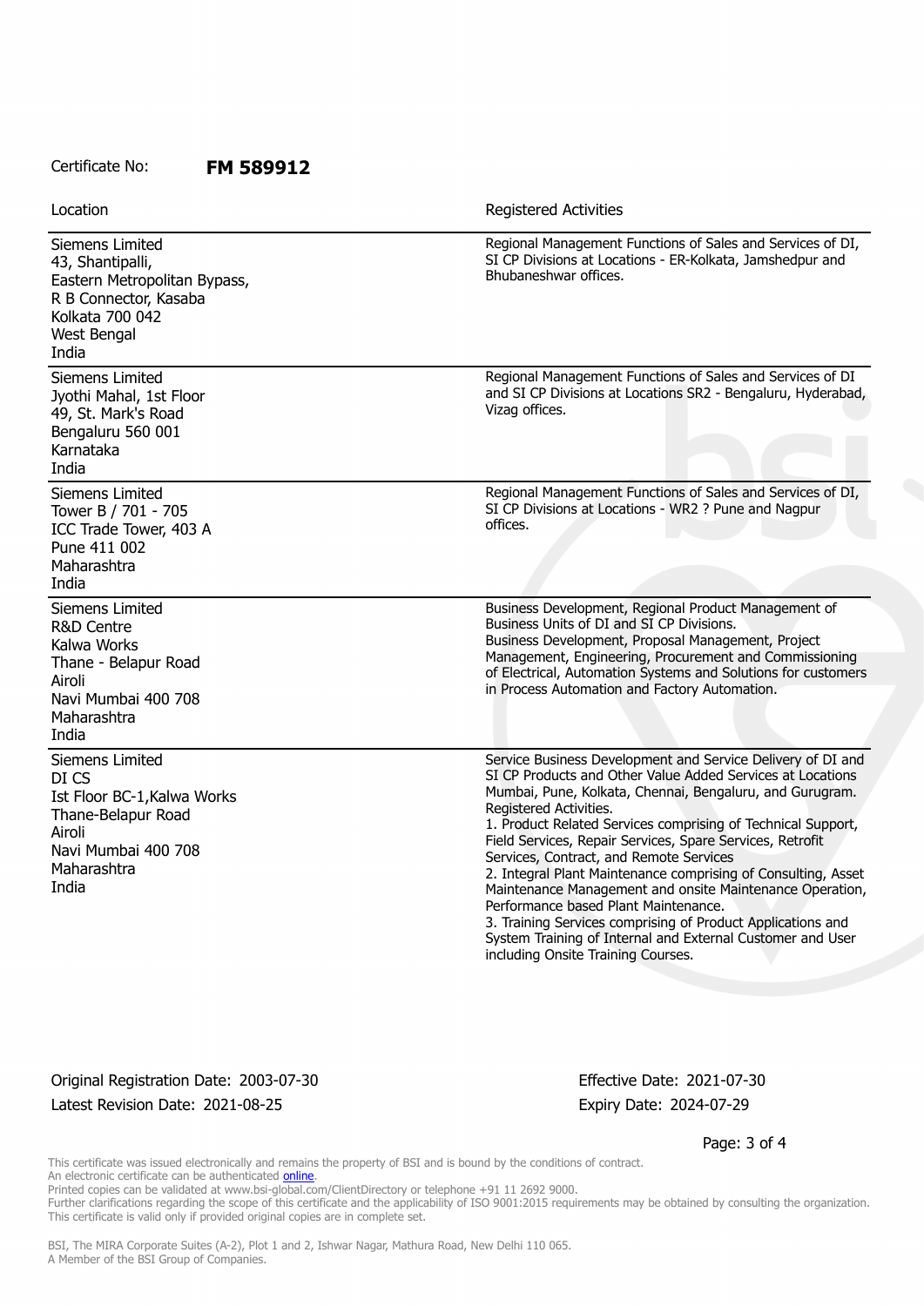Certificate No: **FM 589912**

| Location | Registered Activities |
| --- | --- |
| Siemens Limited<br>43, Shantipalli,<br>Eastern Metropolitan Bypass,<br>R B Connector, Kasaba<br>Kolkata 700 042<br>West Bengal<br>India | Regional Management Functions of Sales and Services of DI, SI CP Divisions at Locations - ER-Kolkata, Jamshedpur and Bhubaneshwar offices. |
| Siemens Limited<br>Jyothi Mahal, 1st Floor<br>49, St. Mark's Road<br>Bengaluru 560 001<br>Karnataka<br>India | Regional Management Functions of Sales and Services of DI and SI CP Divisions at Locations SR2 - Bengaluru, Hyderabad, Vizag offices. |
| Siemens Limited<br>Tower B / 701 - 705<br>ICC Trade Tower, 403 A<br>Pune 411 002<br>Maharashtra<br>India | Regional Management Functions of Sales and Services of DI, SI CP Divisions at Locations - WR2 ? Pune and Nagpur offices. |
| Siemens Limited<br>R&D Centre<br>Kalwa Works<br>Thane - Belapur Road<br>Airoli<br>Navi Mumbai 400 708<br>Maharashtra<br>India | Business Development, Regional Product Management of Business Units of DI and SI CP Divisions.<br>Business Development, Proposal Management, Project Management, Engineering, Procurement and Commissioning of Electrical, Automation Systems and Solutions for customers in Process Automation and Factory Automation. |
| Siemens Limited<br>DI CS<br>Ist Floor BC-1,Kalwa Works<br>Thane-Belapur Road<br>Airoli<br>Navi Mumbai 400 708<br>Maharashtra<br>India | Service Business Development and Service Delivery of DI and SI CP Products and Other Value Added Services at Locations Mumbai, Pune, Kolkata, Chennai, Bengaluru, and Gurugram.<br>Registered Activities.<br>1. Product Related Services comprising of Technical Support, Field Services, Repair Services, Spare Services, Retrofit Services, Contract, and Remote Services<br>2. Integral Plant Maintenance comprising of Consulting, Asset Maintenance Management and onsite Maintenance Operation, Performance based Plant Maintenance.<br>3. Training Services comprising of Product Applications and System Training of Internal and External Customer and User including Onsite Training Courses. |

Original Registration Date: 2003-07-30

Latest Revision Date: 2021-08-25

Effective Date: 2021-07-30

Expiry Date: 2024-07-29

This certificate was issued electronically and remains the property of BSI and is bound by the conditions of contract.
An electronic certificate can be authenticated online.
Printed copies can be validated at www.bsi-global.com/ClientDirectory or telephone +91 11 2692 9000.
Further clarifications regarding the scope of this certificate and the applicability of ISO 9001:2015 requirements may be obtained by consulting the organization.
This certificate is valid only if provided original copies are in complete set.

BSI, The MIRA Corporate Suites (A-2), Plot 1 and 2, Ishwar Nagar, Mathura Road, New Delhi 110 065.
A Member of the BSI Group of Companies.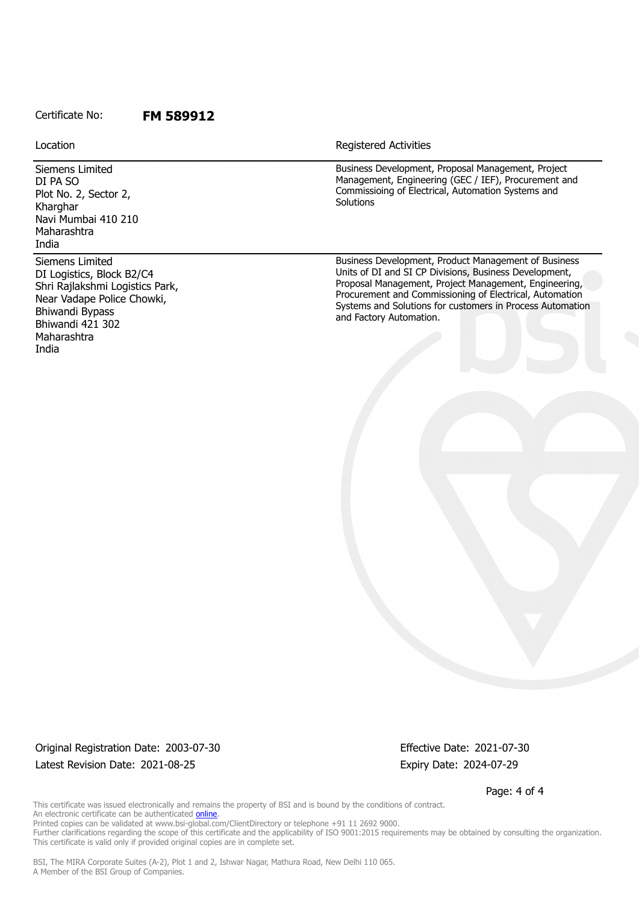Certificate No: **FM 589912**

| Location | Registered Activities |
| --- | --- |
| Siemens Limited<br>DI PA SO<br>Plot No. 2, Sector 2,<br>Kharghar<br>Navi Mumbai 410 210<br>Maharashtra<br>India | Business Development, Proposal Management, Project Management, Engineering (GEC / IEF), Procurement and Commissioing of Electrical, Automation Systems and Solutions |
| Siemens Limited<br>DI Logistics, Block B2/C4<br>Shri Rajlakshmi Logistics Park,<br>Near Vadape Police Chowki,<br>Bhiwandi Bypass<br>Bhiwandi 421 302<br>Maharashtra<br>India | Business Development, Product Management of Business Units of DI and SI CP Divisions, Business Development, Proposal Management, Project Management, Engineering, Procurement and Commissioning of Electrical, Automation Systems and Solutions for customers in Process Automation and Factory Automation. |

Original Registration Date: 2003-07-30

Latest Revision Date: 2021-08-25

Effective Date: 2021-07-30

Expiry Date: 2024-07-29

This certificate was issued electronically and remains the property of BSI and is bound by the conditions of contract.
An electronic certificate can be authenticated online.
Printed copies can be validated at www.bsi-global.com/ClientDirectory or telephone +91 11 2692 9000.
Further clarifications regarding the scope of this certificate and the applicability of ISO 9001:2015 requirements may be obtained by consulting the organization.
This certificate is valid only if provided original copies are in complete set.

BSI, The MIRA Corporate Suites (A-2), Plot 1 and 2, Ishwar Nagar, Mathura Road, New Delhi 110 065.
A Member of the BSI Group of Companies.